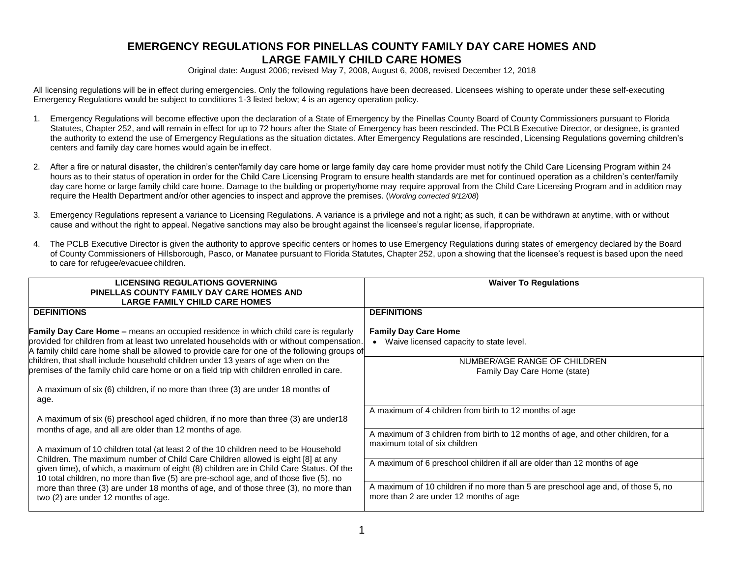# EMERGENCY REGULATIONS FOR PINELLAS COUNTY FAMILY DAY CARE HOMES AND LARGE FAMILY CHILD CARE HOMES

Original date: August 2006; revised May 7, 2008, August 6, 2008, revised December 12, 2018

All licensing regulations will be in effect during emergencies. Only the following regulations have been decreased. Licensees wishing to operate under these self-executing Emergency Regulations would be subject to conditions 1-3 listed below; 4 is an agency operation policy.

1. Emergency Regulations will become effective upon the declaration of a State of Emergency by the Pinellas County Board of County Commissioners pursuant to Florida Statutes, Chapter 252, and will remain in effect for up to 72 hours after the State of Emergency has been rescinded. The PCLB Executive Director, or designee, is granted the authority to extend the use of Emergency Regulations as the situation dictates. After Emergency Regulations are rescinded, Licensing Regulations governing children's centers and family day care homes would again be in effect.

2. After a fire or natural disaster, the children's center/family day care home or large family day care home provider must notify the Child Care Licensing Program within 24 hours as to their status of operation in order for the Child Care Licensing Program to ensure health standards are met for continued operation as a children's center/family day care home or large family child care home. Damage to the building or property/home may require approval from the Child Care Licensing Program and in addition may require the Health Department and/or other agencies to inspect and approve the premises. (*Wording corrected 9/12/08*)

3. Emergency Regulations represent a variance to Licensing Regulations. A variance is a privilege and not a right; as such, it can be withdrawn at anytime, with or without cause and without the right to appeal. Negative sanctions may also be brought against the licensee's regular license, if appropriate.

4. The PCLB Executive Director is given the authority to approve specific centers or homes to use Emergency Regulations during states of emergency declared by the Board of County Commissioners of Hillsborough, Pasco, or Manatee pursuant to Florida Statutes, Chapter 252, upon a showing that the licensee's request is based upon the need to care for refugee/evacuee children.

| LICENSING REGULATIONS GOVERNING PINELLAS COUNTY FAMILY DAY CARE HOMES AND LARGE FAMILY CHILD CARE HOMES | Waiver To Regulations |
|---|---|
| **DEFINITIONS** | **DEFINITIONS** |
| **Family Day Care Home –** means an occupied residence in which child care is regularly provided for children from at least two unrelated households with or without compensation. A family child care home shall be allowed to provide care for one of the following groups of children, that shall include household children under 13 years of age when on the premises of the family child care home or on a field trip with children enrolled in care.<br><br>A maximum of six (6) children, if no more than three (3) are under 18 months of age.<br><br>A maximum of six (6) preschool aged children, if no more than three (3) are under18 months of age, and all are older than 12 months of age.<br><br>A maximum of 10 children total (at least 2 of the 10 children need to be Household Children. The maximum number of Child Care Children allowed is eight [8] at any given time), of which, a maximum of eight (8) children are in Child Care Status. Of the 10 total children, no more than five (5) are pre-school age, and of those five (5), no more than three (3) are under 18 months of age, and of those three (3), no more than two (2) are under 12 months of age. | **Family Day Care Home**<br>• Waive licensed capacity to state level.<br><br>NUMBER/AGE RANGE OF CHILDREN<br>Family Day Care Home (state)<br><br>A maximum of 4 children from birth to 12 months of age<br><br>A maximum of 3 children from birth to 12 months of age, and other children, for a maximum total of six children<br><br>A maximum of 6 preschool children if all are older than 12 months of age<br><br>A maximum of 10 children if no more than 5 are preschool age and, of those 5, no more than 2 are under 12 months of age |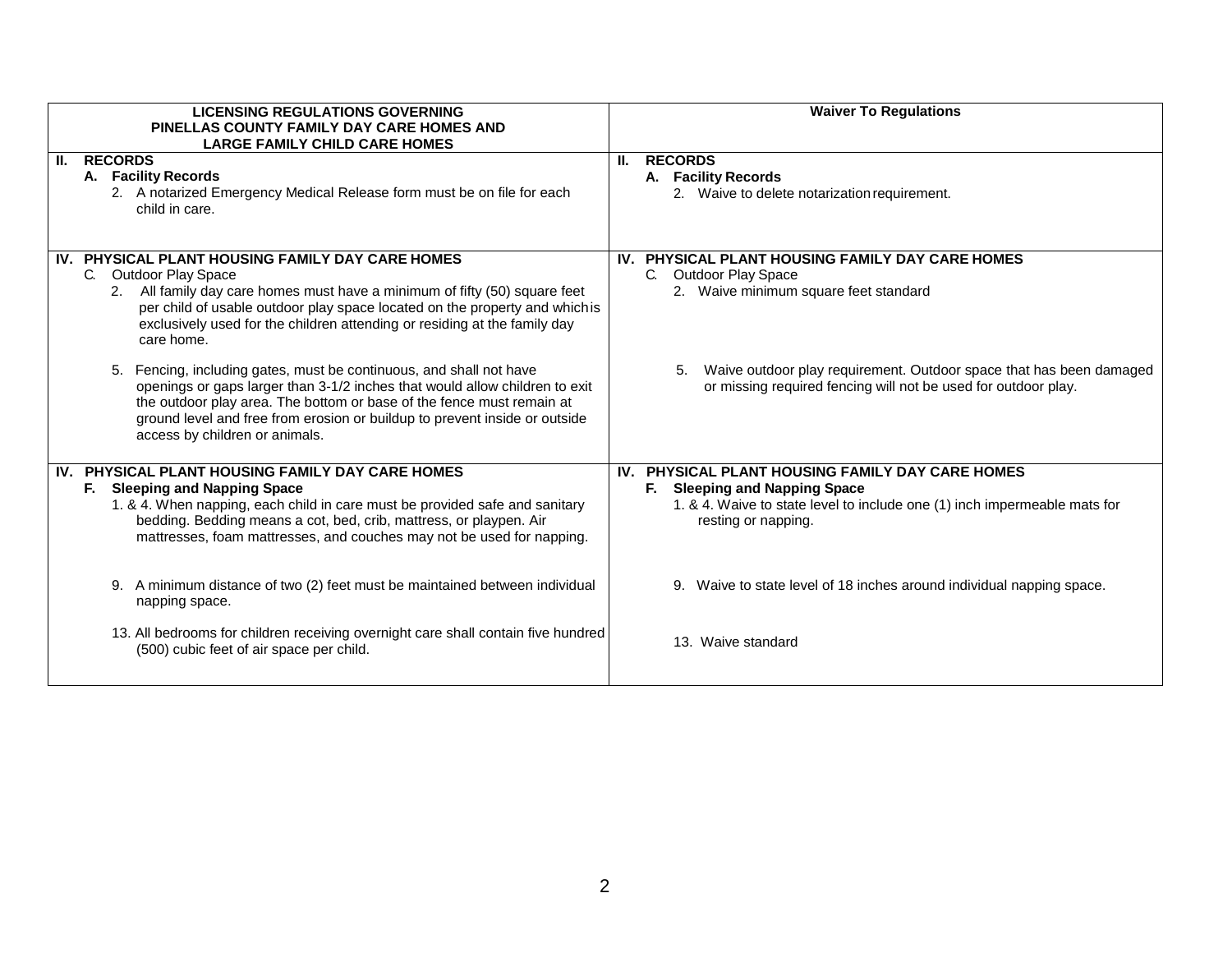| LICENSING REGULATIONS GOVERNING PINELLAS COUNTY FAMILY DAY CARE HOMES AND LARGE FAMILY CHILD CARE HOMES | Waiver To Regulations |
|---|---|
| **II. RECORDS**<br>**A. Facility Records**<br>2. A notarized Emergency Medical Release form must be on file for each child in care. | **II. RECORDS**<br>**A. Facility Records**<br>2. Waive to delete notarization requirement. |
| **IV. PHYSICAL PLANT HOUSING FAMILY DAY CARE HOMES**<br>C. Outdoor Play Space<br>2. All family day care homes must have a minimum of fifty (50) square feet per child of usable outdoor play space located on the property and which is exclusively used for the children attending or residing at the family day care home.<br><br>5. Fencing, including gates, must be continuous, and shall not have openings or gaps larger than 3-1/2 inches that would allow children to exit the outdoor play area. The bottom or base of the fence must remain at ground level and free from erosion or buildup to prevent inside or outside access by children or animals. | **IV. PHYSICAL PLANT HOUSING FAMILY DAY CARE HOMES**<br>C. Outdoor Play Space<br>2. Waive minimum square feet standard<br><br>5. Waive outdoor play requirement. Outdoor space that has been damaged or missing required fencing will not be used for outdoor play. |
| **IV. PHYSICAL PLANT HOUSING FAMILY DAY CARE HOMES**<br>**F. Sleeping and Napping Space**<br>1. & 4. When napping, each child in care must be provided safe and sanitary bedding. Bedding means a cot, bed, crib, mattress, or playpen. Air mattresses, foam mattresses, and couches may not be used for napping.<br><br>9. A minimum distance of two (2) feet must be maintained between individual napping space.<br><br>13. All bedrooms for children receiving overnight care shall contain five hundred (500) cubic feet of air space per child. | **IV. PHYSICAL PLANT HOUSING FAMILY DAY CARE HOMES**<br>**F. Sleeping and Napping Space**<br>1. & 4. Waive to state level to include one (1) inch impermeable mats for resting or napping.<br><br>9. Waive to state level of 18 inches around individual napping space.<br><br>13. Waive standard |